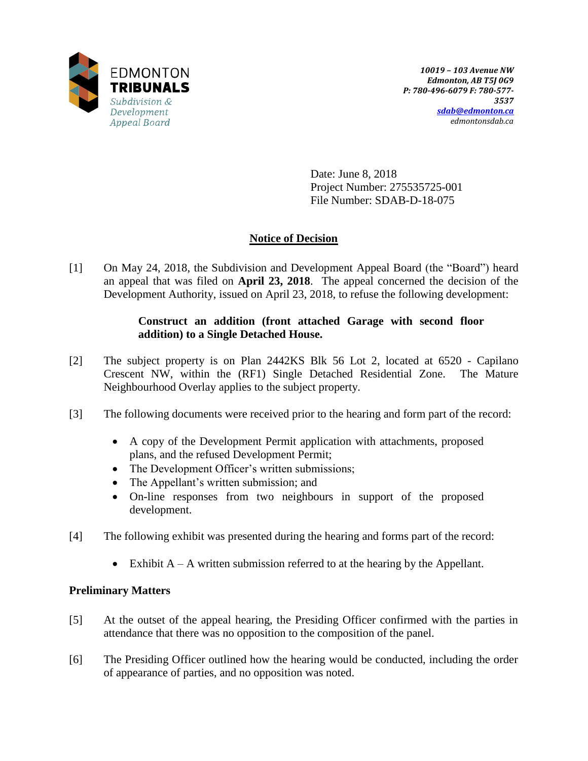EDMONTON
**TRIBUNALS**
*Subdivision & Development Appeal Board*

***10019 – 103 Avenue NW***
***Edmonton, AB T5J 0G9***
***P: 780-496-6079 F: 780-577-3537***
***sdab@edmonton.ca***
*edmontonsdab.ca*

Date: June 8, 2018
Project Number: 275535725-001
File Number: SDAB-D-18-075

## Notice of Decision

[1] On May 24, 2018, the Subdivision and Development Appeal Board (the "Board") heard an appeal that was filed on **April 23, 2018**. The appeal concerned the decision of the Development Authority, issued on April 23, 2018, to refuse the following development:

> **Construct an addition (front attached Garage with second floor addition) to a Single Detached House.**

[2] The subject property is on Plan 2442KS Blk 56 Lot 2, located at 6520 - Capilano Crescent NW, within the (RF1) Single Detached Residential Zone. The Mature Neighbourhood Overlay applies to the subject property.

[3] The following documents were received prior to the hearing and form part of the record:

- A copy of the Development Permit application with attachments, proposed plans, and the refused Development Permit;
- The Development Officer's written submissions;
- The Appellant's written submission; and
- On-line responses from two neighbours in support of the proposed development.

[4] The following exhibit was presented during the hearing and forms part of the record:

- Exhibit A – A written submission referred to at the hearing by the Appellant.

### Preliminary Matters

[5] At the outset of the appeal hearing, the Presiding Officer confirmed with the parties in attendance that there was no opposition to the composition of the panel.

[6] The Presiding Officer outlined how the hearing would be conducted, including the order of appearance of parties, and no opposition was noted.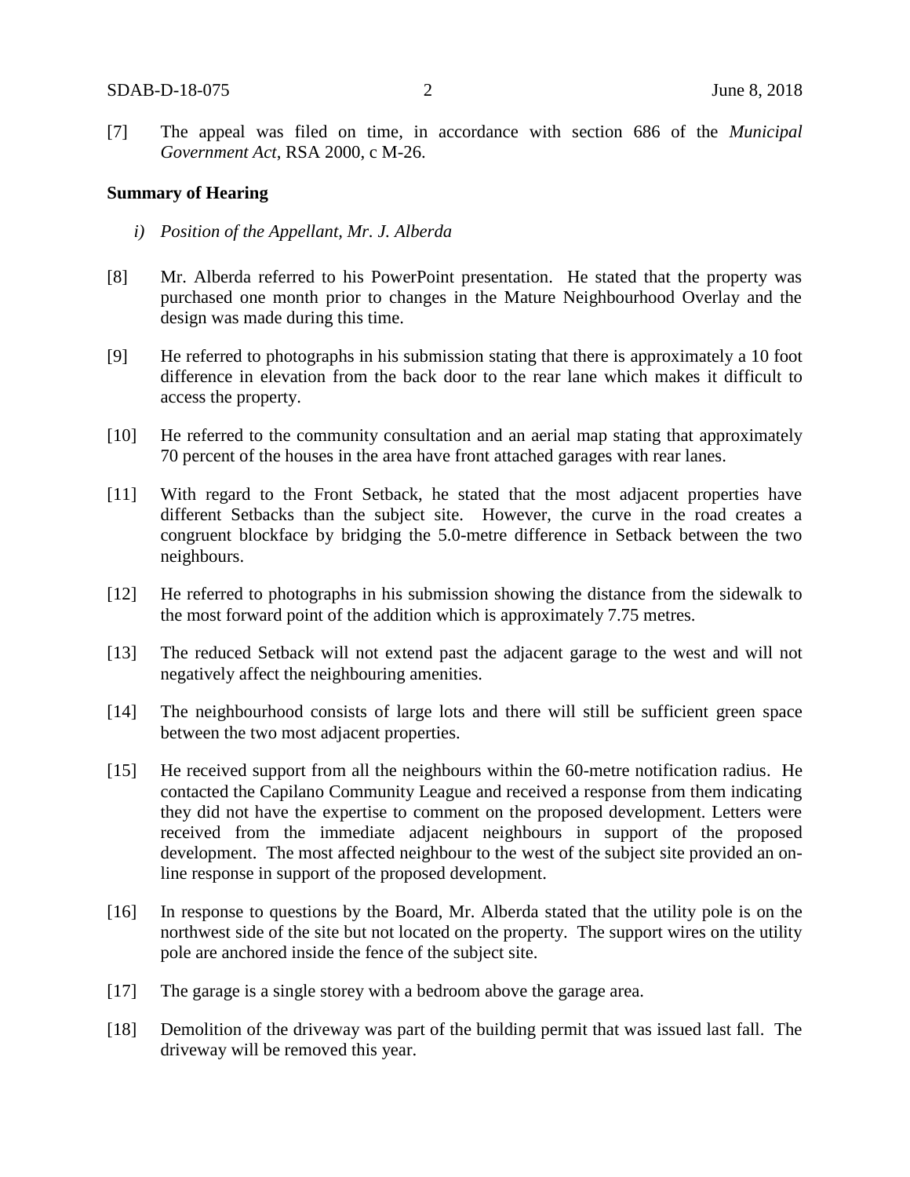[7] The appeal was filed on time, in accordance with section 686 of the *Municipal Government Act*, RSA 2000, c M-26.

**Summary of Hearing**

*i) Position of the Appellant, Mr. J. Alberda*

[8] Mr. Alberda referred to his PowerPoint presentation. He stated that the property was purchased one month prior to changes in the Mature Neighbourhood Overlay and the design was made during this time.

[9] He referred to photographs in his submission stating that there is approximately a 10 foot difference in elevation from the back door to the rear lane which makes it difficult to access the property.

[10] He referred to the community consultation and an aerial map stating that approximately 70 percent of the houses in the area have front attached garages with rear lanes.

[11] With regard to the Front Setback, he stated that the most adjacent properties have different Setbacks than the subject site. However, the curve in the road creates a congruent blockface by bridging the 5.0-metre difference in Setback between the two neighbours.

[12] He referred to photographs in his submission showing the distance from the sidewalk to the most forward point of the addition which is approximately 7.75 metres.

[13] The reduced Setback will not extend past the adjacent garage to the west and will not negatively affect the neighbouring amenities.

[14] The neighbourhood consists of large lots and there will still be sufficient green space between the two most adjacent properties.

[15] He received support from all the neighbours within the 60-metre notification radius. He contacted the Capilano Community League and received a response from them indicating they did not have the expertise to comment on the proposed development. Letters were received from the immediate adjacent neighbours in support of the proposed development. The most affected neighbour to the west of the subject site provided an on-line response in support of the proposed development.

[16] In response to questions by the Board, Mr. Alberda stated that the utility pole is on the northwest side of the site but not located on the property. The support wires on the utility pole are anchored inside the fence of the subject site.

[17] The garage is a single storey with a bedroom above the garage area.

[18] Demolition of the driveway was part of the building permit that was issued last fall. The driveway will be removed this year.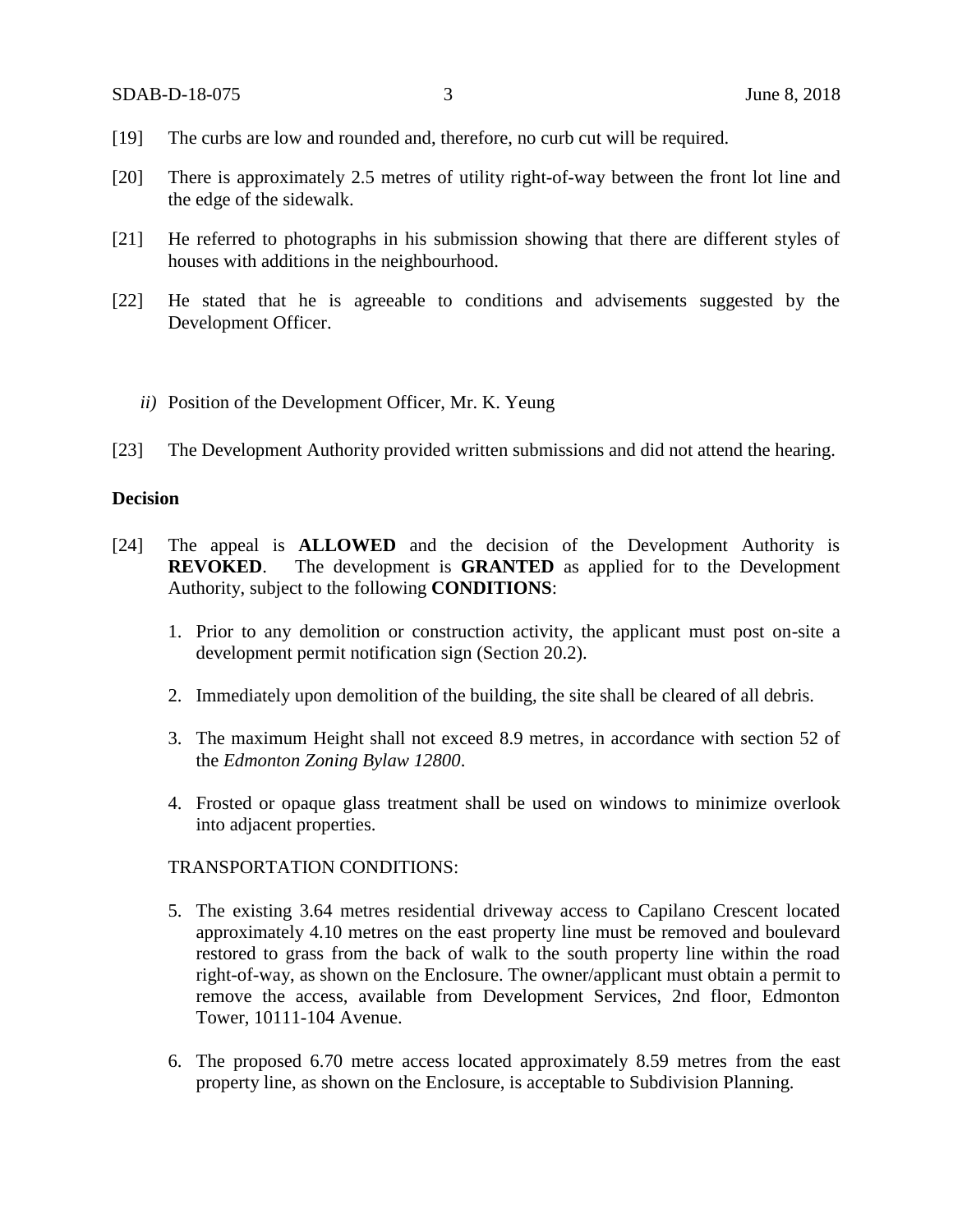[19] The curbs are low and rounded and, therefore, no curb cut will be required.

[20] There is approximately 2.5 metres of utility right-of-way between the front lot line and the edge of the sidewalk.

[21] He referred to photographs in his submission showing that there are different styles of houses with additions in the neighbourhood.

[22] He stated that he is agreeable to conditions and advisements suggested by the Development Officer.

*ii)* Position of the Development Officer, Mr. K. Yeung

[23] The Development Authority provided written submissions and did not attend the hearing.

**Decision**

[24] The appeal is **ALLOWED** and the decision of the Development Authority is **REVOKED**. The development is **GRANTED** as applied for to the Development Authority, subject to the following **CONDITIONS**:

1. Prior to any demolition or construction activity, the applicant must post on-site a development permit notification sign (Section 20.2).

2. Immediately upon demolition of the building, the site shall be cleared of all debris.

3. The maximum Height shall not exceed 8.9 metres, in accordance with section 52 of the *Edmonton Zoning Bylaw 12800*.

4. Frosted or opaque glass treatment shall be used on windows to minimize overlook into adjacent properties.

TRANSPORTATION CONDITIONS:

5. The existing 3.64 metres residential driveway access to Capilano Crescent located approximately 4.10 metres on the east property line must be removed and boulevard restored to grass from the back of walk to the south property line within the road right-of-way, as shown on the Enclosure. The owner/applicant must obtain a permit to remove the access, available from Development Services, 2nd floor, Edmonton Tower, 10111-104 Avenue.

6. The proposed 6.70 metre access located approximately 8.59 metres from the east property line, as shown on the Enclosure, is acceptable to Subdivision Planning.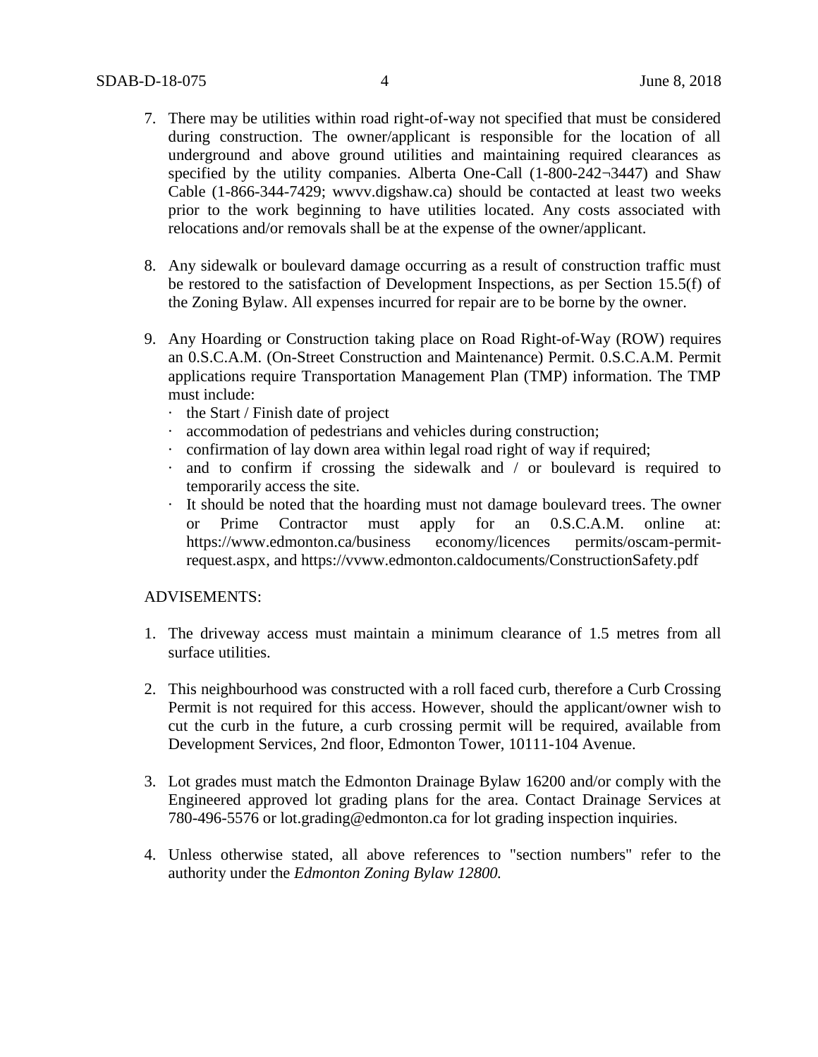7. There may be utilities within road right-of-way not specified that must be considered during construction. The owner/applicant is responsible for the location of all underground and above ground utilities and maintaining required clearances as specified by the utility companies. Alberta One-Call (1-800-242¬3447) and Shaw Cable (1-866-344-7429; wwvv.digshaw.ca) should be contacted at least two weeks prior to the work beginning to have utilities located. Any costs associated with relocations and/or removals shall be at the expense of the owner/applicant.

8. Any sidewalk or boulevard damage occurring as a result of construction traffic must be restored to the satisfaction of Development Inspections, as per Section 15.5(f) of the Zoning Bylaw. All expenses incurred for repair are to be borne by the owner.

9. Any Hoarding or Construction taking place on Road Right-of-Way (ROW) requires an 0.S.C.A.M. (On-Street Construction and Maintenance) Permit. 0.S.C.A.M. Permit applications require Transportation Management Plan (TMP) information. The TMP must include:
   - the Start / Finish date of project
   - accommodation of pedestrians and vehicles during construction;
   - confirmation of lay down area within legal road right of way if required;
   - and to confirm if crossing the sidewalk and / or boulevard is required to temporarily access the site.
   - It should be noted that the hoarding must not damage boulevard trees. The owner or Prime Contractor must apply for an 0.S.C.A.M. online at: https://www.edmonton.ca/business economy/licences permits/oscam-permit-request.aspx, and https://vvww.edmonton.caldocuments/ConstructionSafety.pdf

ADVISEMENTS:

1. The driveway access must maintain a minimum clearance of 1.5 metres from all surface utilities.

2. This neighbourhood was constructed with a roll faced curb, therefore a Curb Crossing Permit is not required for this access. However, should the applicant/owner wish to cut the curb in the future, a curb crossing permit will be required, available from Development Services, 2nd floor, Edmonton Tower, 10111-104 Avenue.

3. Lot grades must match the Edmonton Drainage Bylaw 16200 and/or comply with the Engineered approved lot grading plans for the area. Contact Drainage Services at 780-496-5576 or lot.grading@edmonton.ca for lot grading inspection inquiries.

4. Unless otherwise stated, all above references to "section numbers" refer to the authority under the *Edmonton Zoning Bylaw 12800.*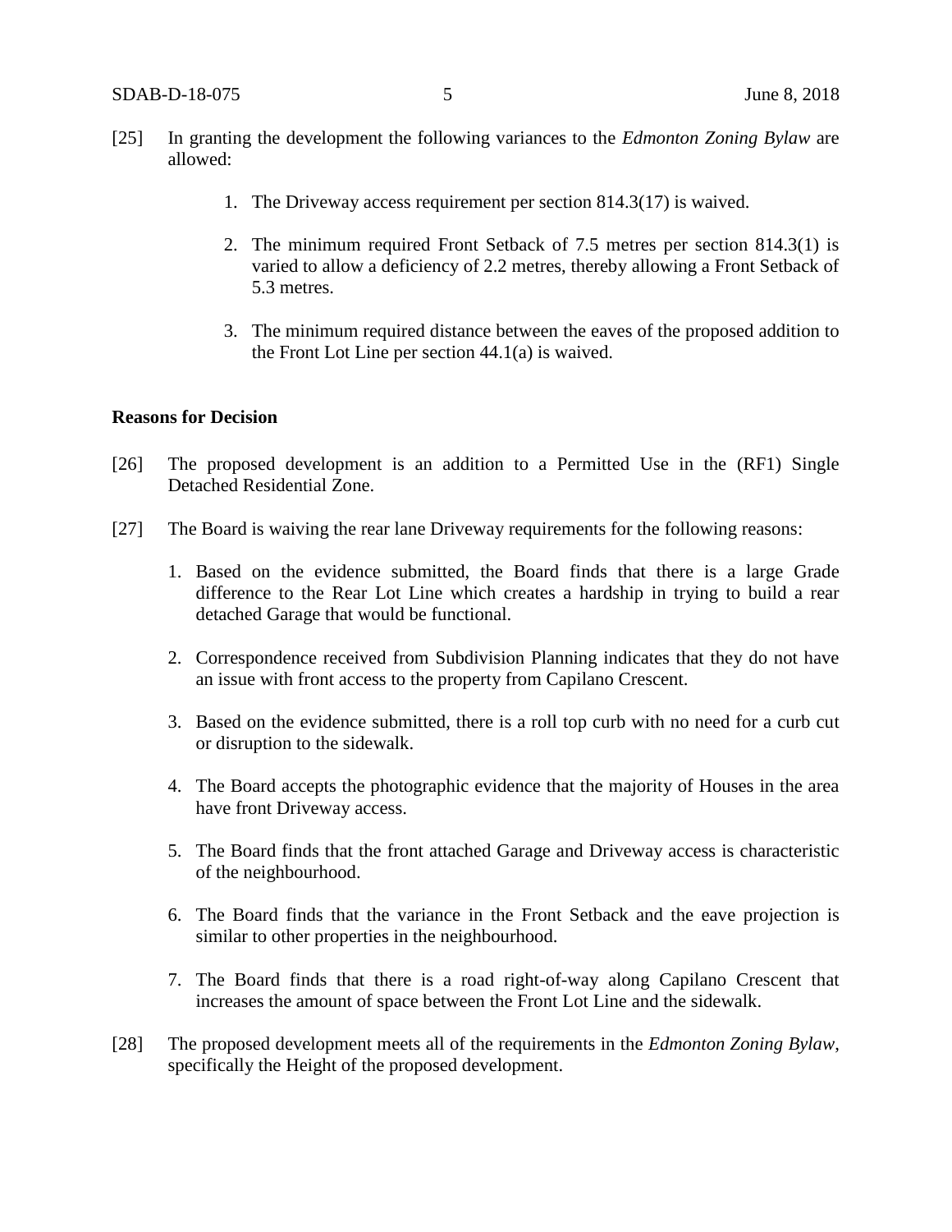[25] In granting the development the following variances to the *Edmonton Zoning Bylaw* are allowed:

1. The Driveway access requirement per section 814.3(17) is waived.

2. The minimum required Front Setback of 7.5 metres per section 814.3(1) is varied to allow a deficiency of 2.2 metres, thereby allowing a Front Setback of 5.3 metres.

3. The minimum required distance between the eaves of the proposed addition to the Front Lot Line per section 44.1(a) is waived.

**Reasons for Decision**

[26] The proposed development is an addition to a Permitted Use in the (RF1) Single Detached Residential Zone.

[27] The Board is waiving the rear lane Driveway requirements for the following reasons:

1. Based on the evidence submitted, the Board finds that there is a large Grade difference to the Rear Lot Line which creates a hardship in trying to build a rear detached Garage that would be functional.

2. Correspondence received from Subdivision Planning indicates that they do not have an issue with front access to the property from Capilano Crescent.

3. Based on the evidence submitted, there is a roll top curb with no need for a curb cut or disruption to the sidewalk.

4. The Board accepts the photographic evidence that the majority of Houses in the area have front Driveway access.

5. The Board finds that the front attached Garage and Driveway access is characteristic of the neighbourhood.

6. The Board finds that the variance in the Front Setback and the eave projection is similar to other properties in the neighbourhood.

7. The Board finds that there is a road right-of-way along Capilano Crescent that increases the amount of space between the Front Lot Line and the sidewalk.

[28] The proposed development meets all of the requirements in the *Edmonton Zoning Bylaw*, specifically the Height of the proposed development.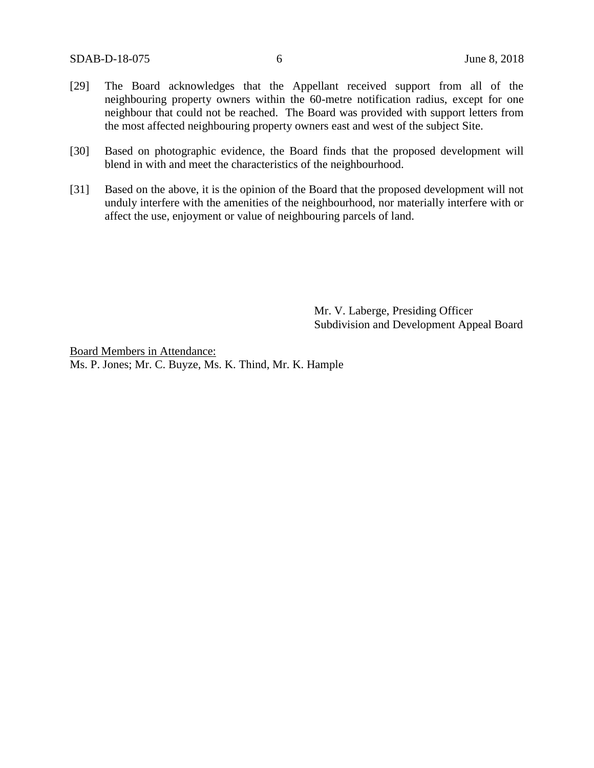[29] The Board acknowledges that the Appellant received support from all of the neighbouring property owners within the 60-metre notification radius, except for one neighbour that could not be reached. The Board was provided with support letters from the most affected neighbouring property owners east and west of the subject Site.

[30] Based on photographic evidence, the Board finds that the proposed development will blend in with and meet the characteristics of the neighbourhood.

[31] Based on the above, it is the opinion of the Board that the proposed development will not unduly interfere with the amenities of the neighbourhood, nor materially interfere with or affect the use, enjoyment or value of neighbouring parcels of land.

Mr. V. Laberge, Presiding Officer
Subdivision and Development Appeal Board

Board Members in Attendance:
Ms. P. Jones; Mr. C. Buyze, Ms. K. Thind, Mr. K. Hample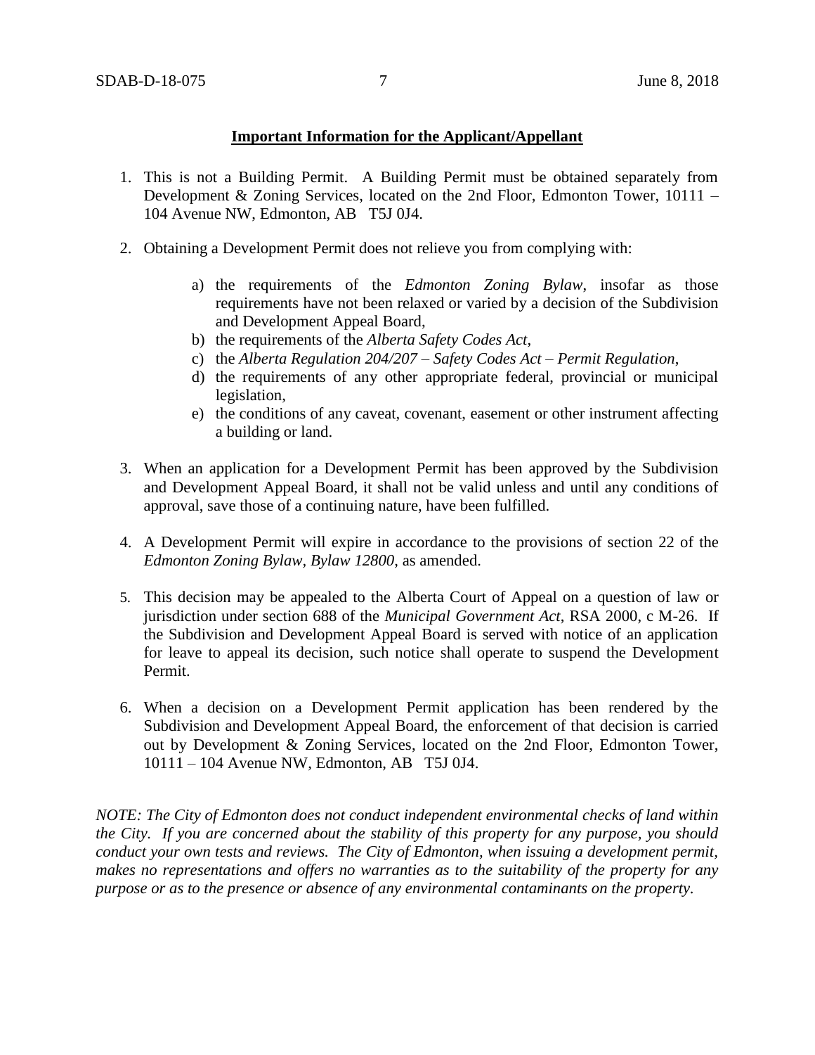**Important Information for the Applicant/Appellant**

1. This is not a Building Permit. A Building Permit must be obtained separately from Development & Zoning Services, located on the 2nd Floor, Edmonton Tower, 10111 – 104 Avenue NW, Edmonton, AB T5J 0J4.

2. Obtaining a Development Permit does not relieve you from complying with:

    a) the requirements of the *Edmonton Zoning Bylaw*, insofar as those requirements have not been relaxed or varied by a decision of the Subdivision and Development Appeal Board,
    b) the requirements of the *Alberta Safety Codes Act*,
    c) the *Alberta Regulation 204/207 – Safety Codes Act – Permit Regulation*,
    d) the requirements of any other appropriate federal, provincial or municipal legislation,
    e) the conditions of any caveat, covenant, easement or other instrument affecting a building or land.

3. When an application for a Development Permit has been approved by the Subdivision and Development Appeal Board, it shall not be valid unless and until any conditions of approval, save those of a continuing nature, have been fulfilled.

4. A Development Permit will expire in accordance to the provisions of section 22 of the *Edmonton Zoning Bylaw, Bylaw 12800*, as amended.

5. This decision may be appealed to the Alberta Court of Appeal on a question of law or jurisdiction under section 688 of the *Municipal Government Act*, RSA 2000, c M-26. If the Subdivision and Development Appeal Board is served with notice of an application for leave to appeal its decision, such notice shall operate to suspend the Development Permit.

6. When a decision on a Development Permit application has been rendered by the Subdivision and Development Appeal Board, the enforcement of that decision is carried out by Development & Zoning Services, located on the 2nd Floor, Edmonton Tower, 10111 – 104 Avenue NW, Edmonton, AB T5J 0J4.

*NOTE: The City of Edmonton does not conduct independent environmental checks of land within the City. If you are concerned about the stability of this property for any purpose, you should conduct your own tests and reviews. The City of Edmonton, when issuing a development permit, makes no representations and offers no warranties as to the suitability of the property for any purpose or as to the presence or absence of any environmental contaminants on the property.*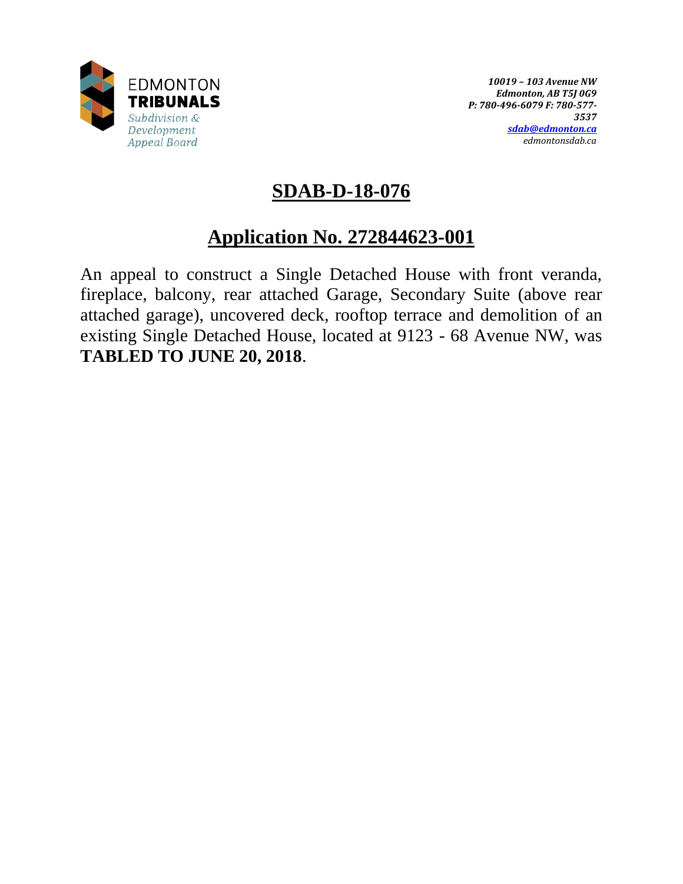EDMONTON
**TRIBUNALS**
*Subdivision & Development Appeal Board*

*10019 – 103 Avenue NW*
*Edmonton, AB T5J 0G9*
*P: 780-496-6079 F: 780-577-3537*
*sdab@edmonton.ca*
*edmontonsdab.ca*

# SDAB-D-18-076

## Application No. 272844623-001

An appeal to construct a Single Detached House with front veranda, fireplace, balcony, rear attached Garage, Secondary Suite (above rear attached garage), uncovered deck, rooftop terrace and demolition of an existing Single Detached House, located at 9123 - 68 Avenue NW, was **TABLED TO JUNE 20, 2018**.